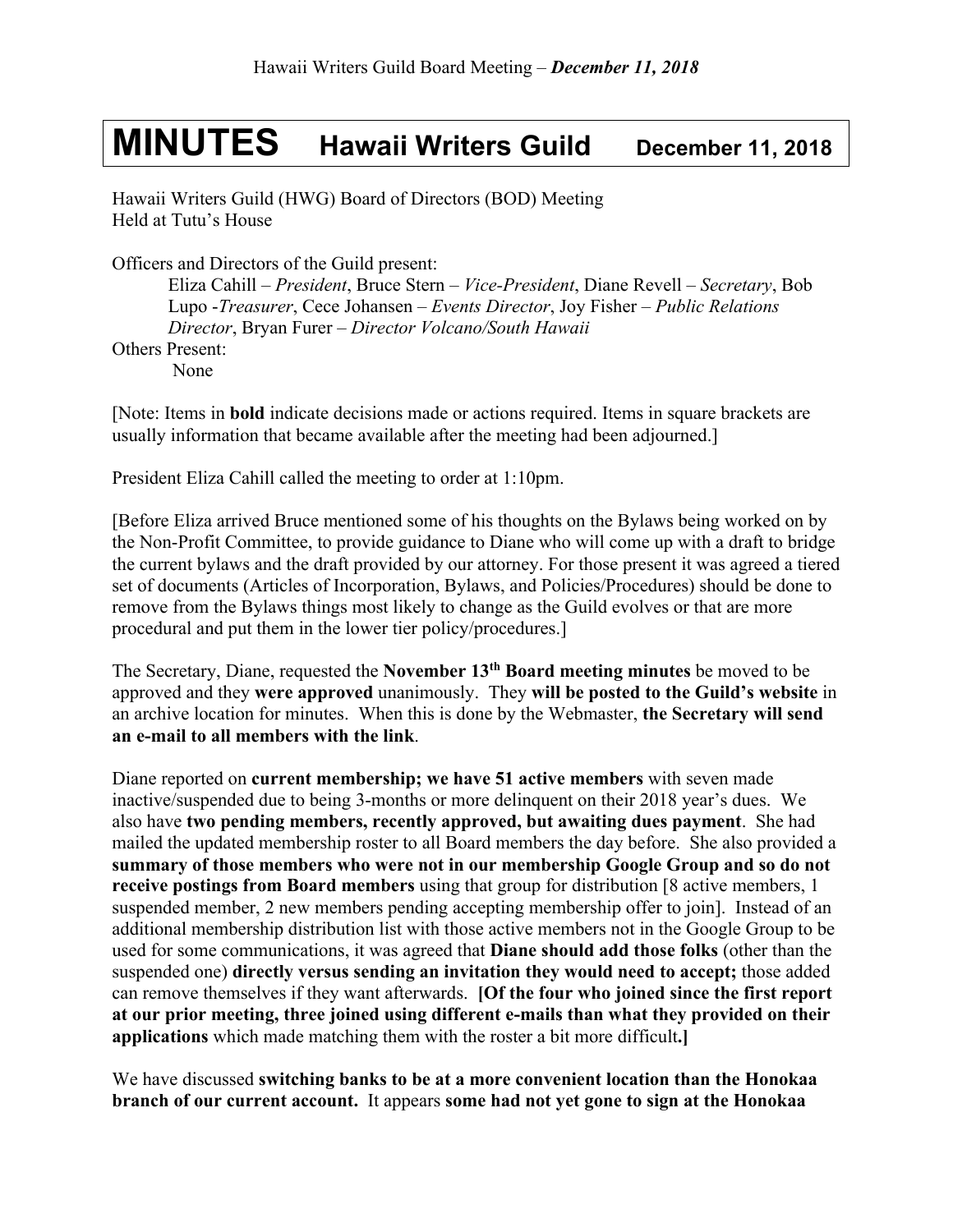# MINUTES Hawaii Writers Guild December 11, 2018

Hawaii Writers Guild (HWG) Board of Directors (BOD) Meeting
Held at Tutu's House

Officers and Directors of the Guild present:

Eliza Cahill – *President*, Bruce Stern – *Vice-President*, Diane Revell – *Secretary*, Bob Lupo -*Treasurer*, Cece Johansen – *Events Director*, Joy Fisher – *Public Relations Director*, Bryan Furer – *Director Volcano/South Hawaii*

Others Present:

None

[Note: Items in **bold** indicate decisions made or actions required. Items in square brackets are usually information that became available after the meeting had been adjourned.]

President Eliza Cahill called the meeting to order at 1:10pm.

[Before Eliza arrived Bruce mentioned some of his thoughts on the Bylaws being worked on by the Non-Profit Committee, to provide guidance to Diane who will come up with a draft to bridge the current bylaws and the draft provided by our attorney. For those present it was agreed a tiered set of documents (Articles of Incorporation, Bylaws, and Policies/Procedures) should be done to remove from the Bylaws things most likely to change as the Guild evolves or that are more procedural and put them in the lower tier policy/procedures.]

The Secretary, Diane, requested the **November 13th Board meeting minutes** be moved to be approved and they **were approved** unanimously. They **will be posted to the Guild's website** in an archive location for minutes. When this is done by the Webmaster, **the Secretary will send an e-mail to all members with the link**.

Diane reported on **current membership; we have 51 active members** with seven made inactive/suspended due to being 3-months or more delinquent on their 2018 year's dues. We also have **two pending members, recently approved, but awaiting dues payment**. She had mailed the updated membership roster to all Board members the day before. She also provided a **summary of those members who were not in our membership Google Group and so do not receive postings from Board members** using that group for distribution [8 active members, 1 suspended member, 2 new members pending accepting membership offer to join]. Instead of an additional membership distribution list with those active members not in the Google Group to be used for some communications, it was agreed that **Diane should add those folks** (other than the suspended one) **directly versus sending an invitation they would need to accept;** those added can remove themselves if they want afterwards. **[Of the four who joined since the first report at our prior meeting, three joined using different e-mails than what they provided on their applications** which made matching them with the roster a bit more difficult**.]**

We have discussed **switching banks to be at a more convenient location than the Honokaa branch of our current account.** It appears **some had not yet gone to sign at the Honokaa**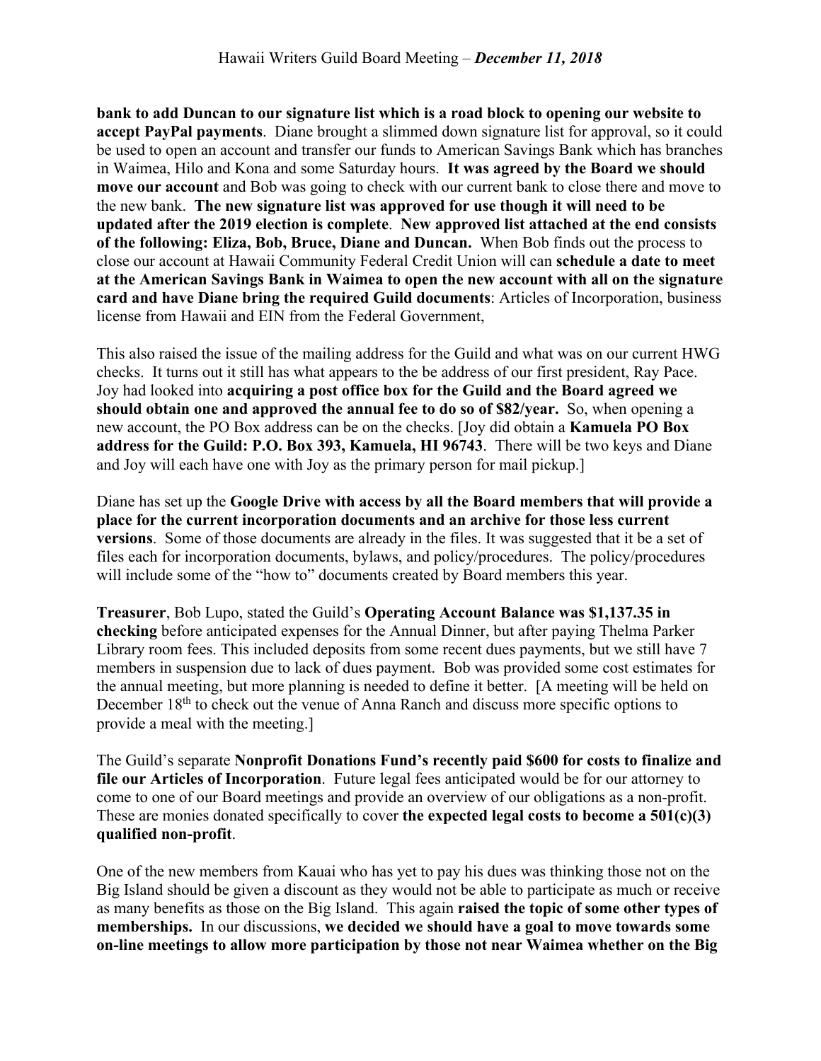**bank to add Duncan to our signature list which is a road block to opening our website to accept PayPal payments**. Diane brought a slimmed down signature list for approval, so it could be used to open an account and transfer our funds to American Savings Bank which has branches in Waimea, Hilo and Kona and some Saturday hours. **It was agreed by the Board we should move our account** and Bob was going to check with our current bank to close there and move to the new bank. **The new signature list was approved for use though it will need to be updated after the 2019 election is complete**. **New approved list attached at the end consists of the following: Eliza, Bob, Bruce, Diane and Duncan.** When Bob finds out the process to close our account at Hawaii Community Federal Credit Union will can **schedule a date to meet at the American Savings Bank in Waimea to open the new account with all on the signature card and have Diane bring the required Guild documents**: Articles of Incorporation, business license from Hawaii and EIN from the Federal Government,

This also raised the issue of the mailing address for the Guild and what was on our current HWG checks. It turns out it still has what appears to the be address of our first president, Ray Pace. Joy had looked into **acquiring a post office box for the Guild and the Board agreed we should obtain one and approved the annual fee to do so of $82/year.** So, when opening a new account, the PO Box address can be on the checks. [Joy did obtain a **Kamuela PO Box address for the Guild: P.O. Box 393, Kamuela, HI 96743**. There will be two keys and Diane and Joy will each have one with Joy as the primary person for mail pickup.]

Diane has set up the **Google Drive with access by all the Board members that will provide a place for the current incorporation documents and an archive for those less current versions**. Some of those documents are already in the files. It was suggested that it be a set of files each for incorporation documents, bylaws, and policy/procedures. The policy/procedures will include some of the "how to" documents created by Board members this year.

**Treasurer**, Bob Lupo, stated the Guild's **Operating Account Balance was $1,137.35 in checking** before anticipated expenses for the Annual Dinner, but after paying Thelma Parker Library room fees. This included deposits from some recent dues payments, but we still have 7 members in suspension due to lack of dues payment. Bob was provided some cost estimates for the annual meeting, but more planning is needed to define it better. [A meeting will be held on December 18th to check out the venue of Anna Ranch and discuss more specific options to provide a meal with the meeting.]

The Guild's separate **Nonprofit Donations Fund's recently paid $600 for costs to finalize and file our Articles of Incorporation**. Future legal fees anticipated would be for our attorney to come to one of our Board meetings and provide an overview of our obligations as a non-profit. These are monies donated specifically to cover **the expected legal costs to become a 501(c)(3) qualified non-profit**.

One of the new members from Kauai who has yet to pay his dues was thinking those not on the Big Island should be given a discount as they would not be able to participate as much or receive as many benefits as those on the Big Island. This again **raised the topic of some other types of memberships.** In our discussions, **we decided we should have a goal to move towards some on-line meetings to allow more participation by those not near Waimea whether on the Big**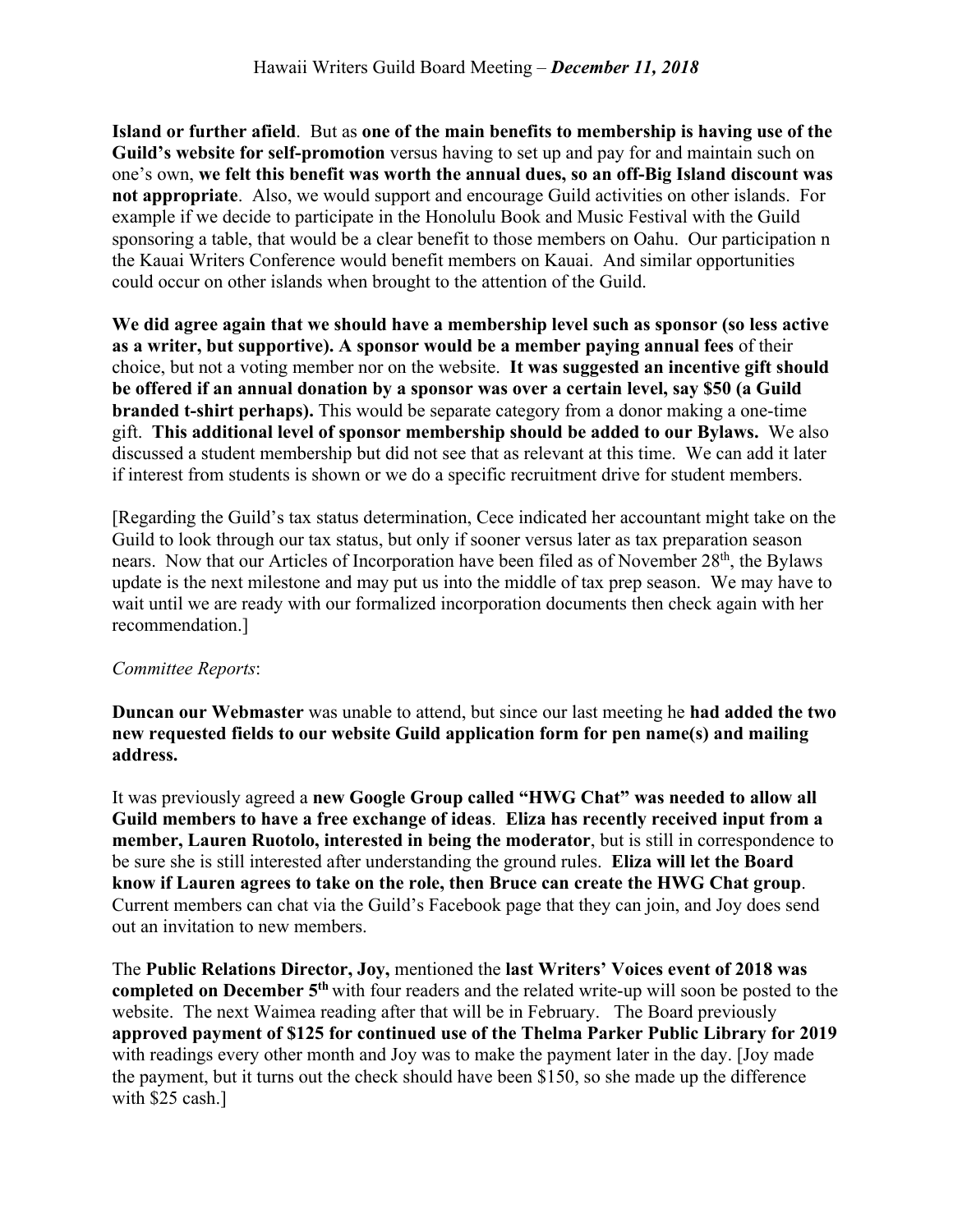**Island or further afield**. But as **one of the main benefits to membership is having use of the Guild's website for self-promotion** versus having to set up and pay for and maintain such on one's own, **we felt this benefit was worth the annual dues, so an off-Big Island discount was not appropriate**. Also, we would support and encourage Guild activities on other islands. For example if we decide to participate in the Honolulu Book and Music Festival with the Guild sponsoring a table, that would be a clear benefit to those members on Oahu. Our participation n the Kauai Writers Conference would benefit members on Kauai. And similar opportunities could occur on other islands when brought to the attention of the Guild.

**We did agree again that we should have a membership level such as sponsor (so less active as a writer, but supportive). A sponsor would be a member paying annual fees** of their choice, but not a voting member nor on the website. **It was suggested an incentive gift should be offered if an annual donation by a sponsor was over a certain level, say $50 (a Guild branded t-shirt perhaps).** This would be separate category from a donor making a one-time gift. **This additional level of sponsor membership should be added to our Bylaws.** We also discussed a student membership but did not see that as relevant at this time. We can add it later if interest from students is shown or we do a specific recruitment drive for student members.

[Regarding the Guild's tax status determination, Cece indicated her accountant might take on the Guild to look through our tax status, but only if sooner versus later as tax preparation season nears. Now that our Articles of Incorporation have been filed as of November 28th, the Bylaws update is the next milestone and may put us into the middle of tax prep season. We may have to wait until we are ready with our formalized incorporation documents then check again with her recommendation.]

*Committee Reports*:

**Duncan our Webmaster** was unable to attend, but since our last meeting he **had added the two new requested fields to our website Guild application form for pen name(s) and mailing address.**

It was previously agreed a **new Google Group called "HWG Chat" was needed to allow all Guild members to have a free exchange of ideas**. **Eliza has recently received input from a member, Lauren Ruotolo, interested in being the moderator**, but is still in correspondence to be sure she is still interested after understanding the ground rules. **Eliza will let the Board know if Lauren agrees to take on the role, then Bruce can create the HWG Chat group**. Current members can chat via the Guild's Facebook page that they can join, and Joy does send out an invitation to new members.

The **Public Relations Director, Joy,** mentioned the **last Writers' Voices event of 2018 was completed on December 5th** with four readers and the related write-up will soon be posted to the website. The next Waimea reading after that will be in February. The Board previously **approved payment of $125 for continued use of the Thelma Parker Public Library for 2019** with readings every other month and Joy was to make the payment later in the day. [Joy made the payment, but it turns out the check should have been $150, so she made up the difference with $25 cash.]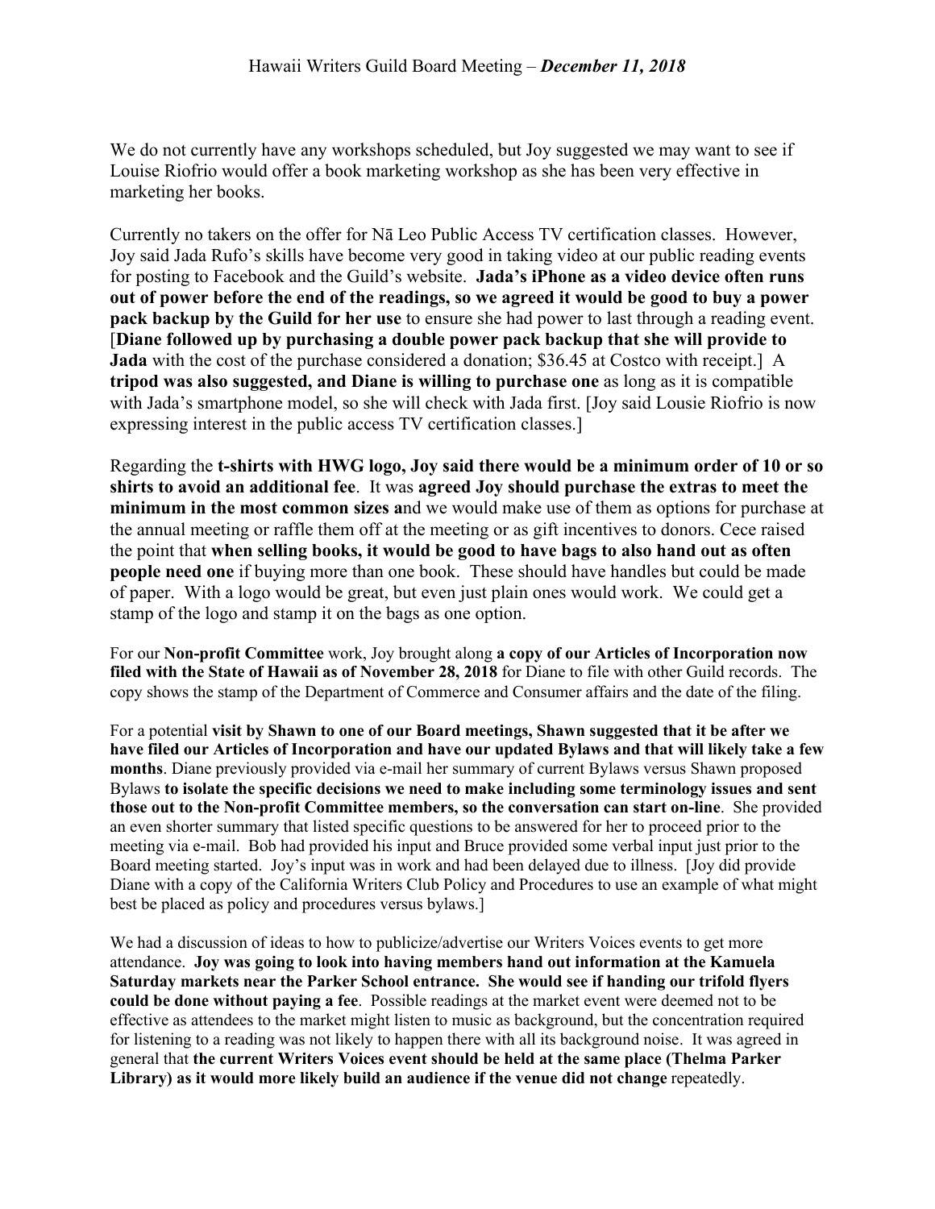We do not currently have any workshops scheduled, but Joy suggested we may want to see if Louise Riofrio would offer a book marketing workshop as she has been very effective in marketing her books.

Currently no takers on the offer for Nā Leo Public Access TV certification classes. However, Joy said Jada Rufo's skills have become very good in taking video at our public reading events for posting to Facebook and the Guild's website. **Jada's iPhone as a video device often runs out of power before the end of the readings, so we agreed it would be good to buy a power pack backup by the Guild for her use** to ensure she had power to last through a reading event. [**Diane followed up by purchasing a double power pack backup that she will provide to Jada** with the cost of the purchase considered a donation; $36.45 at Costco with receipt.] A **tripod was also suggested, and Diane is willing to purchase one** as long as it is compatible with Jada's smartphone model, so she will check with Jada first. [Joy said Lousie Riofrio is now expressing interest in the public access TV certification classes.]

Regarding the **t-shirts with HWG logo, Joy said there would be a minimum order of 10 or so shirts to avoid an additional fee**. It was **agreed Joy should purchase the extras to meet the minimum in the most common sizes a**nd we would make use of them as options for purchase at the annual meeting or raffle them off at the meeting or as gift incentives to donors. Cece raised the point that **when selling books, it would be good to have bags to also hand out as often people need one** if buying more than one book. These should have handles but could be made of paper. With a logo would be great, but even just plain ones would work. We could get a stamp of the logo and stamp it on the bags as one option.

For our **Non-profit Committee** work, Joy brought along **a copy of our Articles of Incorporation now filed with the State of Hawaii as of November 28, 2018** for Diane to file with other Guild records. The copy shows the stamp of the Department of Commerce and Consumer affairs and the date of the filing.

For a potential **visit by Shawn to one of our Board meetings, Shawn suggested that it be after we have filed our Articles of Incorporation and have our updated Bylaws and that will likely take a few months**. Diane previously provided via e-mail her summary of current Bylaws versus Shawn proposed Bylaws **to isolate the specific decisions we need to make including some terminology issues and sent those out to the Non-profit Committee members, so the conversation can start on-line**. She provided an even shorter summary that listed specific questions to be answered for her to proceed prior to the meeting via e-mail. Bob had provided his input and Bruce provided some verbal input just prior to the Board meeting started. Joy's input was in work and had been delayed due to illness. [Joy did provide Diane with a copy of the California Writers Club Policy and Procedures to use an example of what might best be placed as policy and procedures versus bylaws.]

We had a discussion of ideas to how to publicize/advertise our Writers Voices events to get more attendance. **Joy was going to look into having members hand out information at the Kamuela Saturday markets near the Parker School entrance. She would see if handing our trifold flyers could be done without paying a fee**. Possible readings at the market event were deemed not to be effective as attendees to the market might listen to music as background, but the concentration required for listening to a reading was not likely to happen there with all its background noise. It was agreed in general that **the current Writers Voices event should be held at the same place (Thelma Parker Library) as it would more likely build an audience if the venue did not change** repeatedly.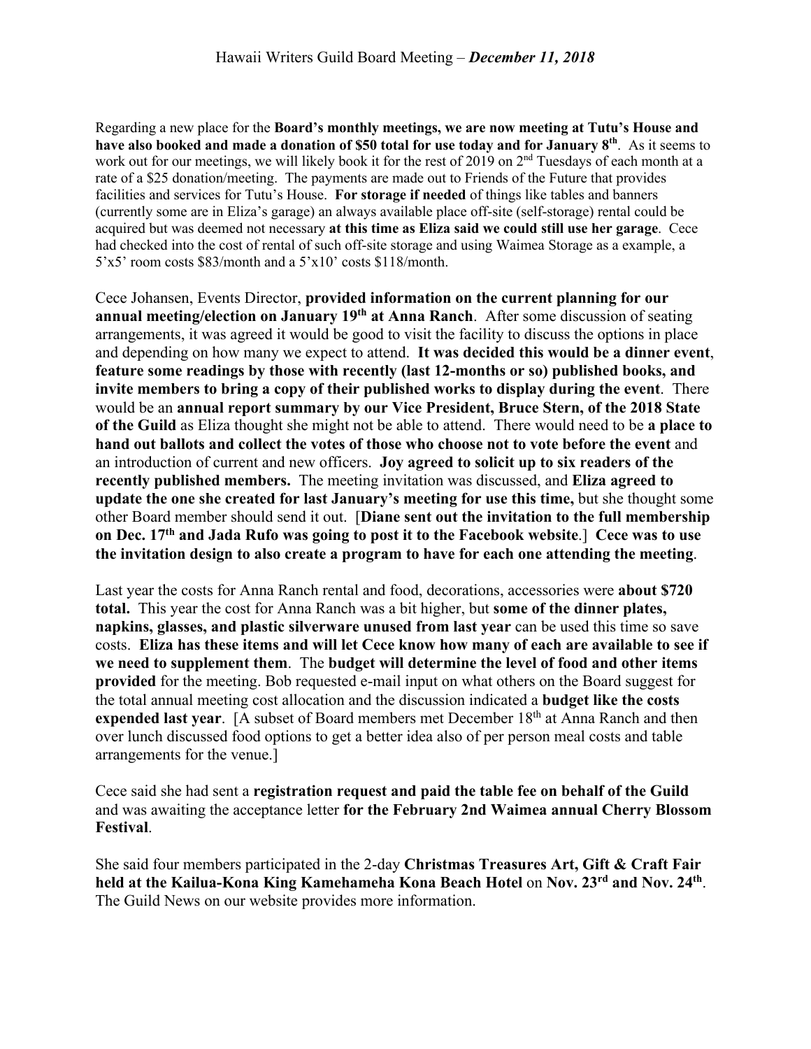Regarding a new place for the **Board's monthly meetings, we are now meeting at Tutu's House and have also booked and made a donation of $50 total for use today and for January 8th**. As it seems to work out for our meetings, we will likely book it for the rest of 2019 on 2nd Tuesdays of each month at a rate of a $25 donation/meeting. The payments are made out to Friends of the Future that provides facilities and services for Tutu's House. **For storage if needed** of things like tables and banners (currently some are in Eliza's garage) an always available place off-site (self-storage) rental could be acquired but was deemed not necessary **at this time as Eliza said we could still use her garage**. Cece had checked into the cost of rental of such off-site storage and using Waimea Storage as a example, a 5'x5' room costs $83/month and a 5'x10' costs $118/month.

Cece Johansen, Events Director, **provided information on the current planning for our annual meeting/election on January 19th at Anna Ranch**. After some discussion of seating arrangements, it was agreed it would be good to visit the facility to discuss the options in place and depending on how many we expect to attend. **It was decided this would be a dinner event, feature some readings by those with recently (last 12-months or so) published books, and invite members to bring a copy of their published works to display during the event**. There would be an **annual report summary by our Vice President, Bruce Stern, of the 2018 State of the Guild** as Eliza thought she might not be able to attend. There would need to be **a place to hand out ballots and collect the votes of those who choose not to vote before the event** and an introduction of current and new officers. **Joy agreed to solicit up to six readers of the recently published members.** The meeting invitation was discussed, and **Eliza agreed to update the one she created for last January's meeting for use this time,** but she thought some other Board member should send it out. [**Diane sent out the invitation to the full membership on Dec. 17th and Jada Rufo was going to post it to the Facebook website**.] **Cece was to use the invitation design to also create a program to have for each one attending the meeting**.

Last year the costs for Anna Ranch rental and food, decorations, accessories were **about $720 total.** This year the cost for Anna Ranch was a bit higher, but **some of the dinner plates, napkins, glasses, and plastic silverware unused from last year** can be used this time so save costs. **Eliza has these items and will let Cece know how many of each are available to see if we need to supplement them**. The **budget will determine the level of food and other items provided** for the meeting. Bob requested e-mail input on what others on the Board suggest for the total annual meeting cost allocation and the discussion indicated a **budget like the costs expended last year**. [A subset of Board members met December 18th at Anna Ranch and then over lunch discussed food options to get a better idea also of per person meal costs and table arrangements for the venue.]

Cece said she had sent a **registration request and paid the table fee on behalf of the Guild** and was awaiting the acceptance letter **for the February 2nd Waimea annual Cherry Blossom Festival**.

She said four members participated in the 2-day **Christmas Treasures Art, Gift & Craft Fair held at the Kailua-Kona King Kamehameha Kona Beach Hotel** on **Nov. 23rd and Nov. 24th**. The Guild News on our website provides more information.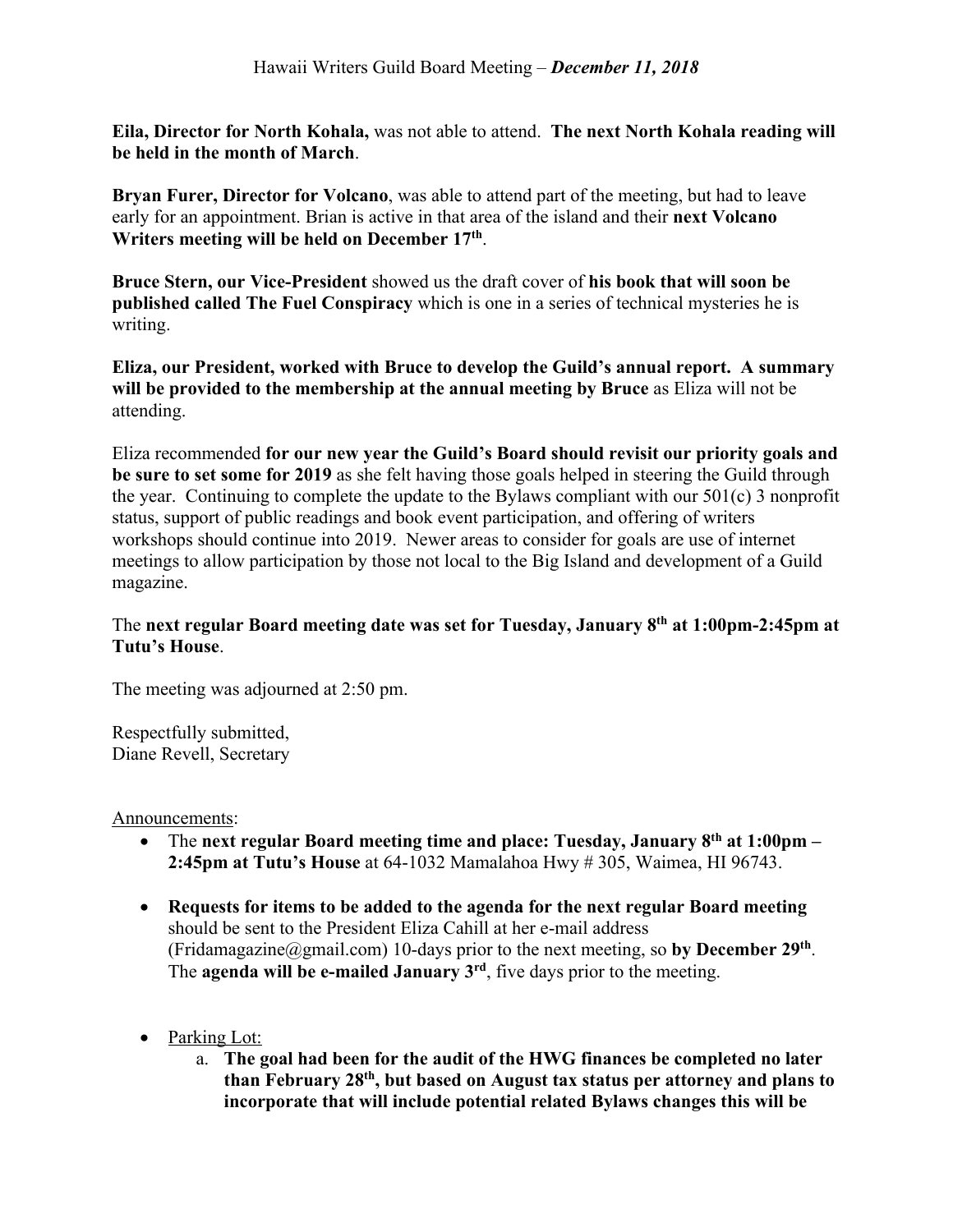Hawaii Writers Guild Board Meeting – ***December 11, 2018***

**Eila, Director for North Kohala,** was not able to attend. **The next North Kohala reading will be held in the month of March**.

**Bryan Furer, Director for Volcano**, was able to attend part of the meeting, but had to leave early for an appointment. Brian is active in that area of the island and their **next Volcano Writers meeting will be held on December 17th**.

**Bruce Stern, our Vice-President** showed us the draft cover of **his book that will soon be published called The Fuel Conspiracy** which is one in a series of technical mysteries he is writing.

**Eliza, our President, worked with Bruce to develop the Guild's annual report. A summary will be provided to the membership at the annual meeting by Bruce** as Eliza will not be attending.

Eliza recommended **for our new year the Guild's Board should revisit our priority goals and be sure to set some for 2019** as she felt having those goals helped in steering the Guild through the year. Continuing to complete the update to the Bylaws compliant with our 501(c) 3 nonprofit status, support of public readings and book event participation, and offering of writers workshops should continue into 2019. Newer areas to consider for goals are use of internet meetings to allow participation by those not local to the Big Island and development of a Guild magazine.

The **next regular Board meeting date was set for Tuesday, January 8th at 1:00pm-2:45pm at Tutu's House**.

The meeting was adjourned at 2:50 pm.

Respectfully submitted,
Diane Revell, Secretary

Announcements:

- The **next regular Board meeting time and place: Tuesday, January 8th at 1:00pm – 2:45pm at Tutu's House** at 64-1032 Mamalahoa Hwy # 305, Waimea, HI 96743.

- **Requests for items to be added to the agenda for the next regular Board meeting** should be sent to the President Eliza Cahill at her e-mail address (Fridamagazine@gmail.com) 10-days prior to the next meeting, so **by December 29th**. The **agenda will be e-mailed January 3rd**, five days prior to the meeting.

- Parking Lot:
  a. **The goal had been for the audit of the HWG finances be completed no later than February 28th, but based on August tax status per attorney and plans to incorporate that will include potential related Bylaws changes this will be**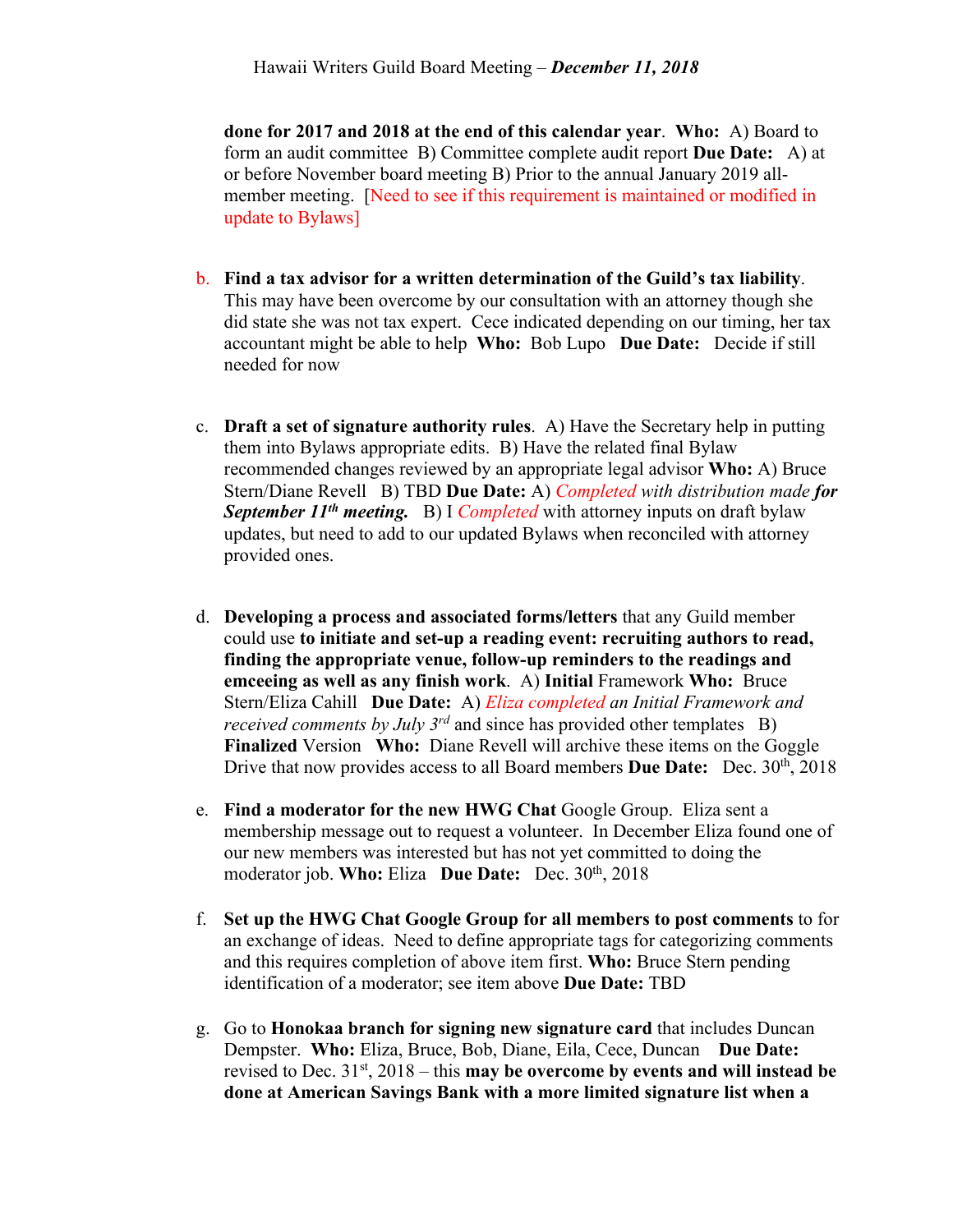done for 2017 and 2018 at the end of this calendar year**.  **Who:** A) Board to form an audit committee  B) Committee complete audit report **Due Date:**  A) at or before November board meeting B) Prior to the annual January 2019 all-member meeting.  [Need to see if this requirement is maintained or modified in update to Bylaws]

b. **Find a tax advisor for a written determination of the Guild's tax liability**. This may have been overcome by our consultation with an attorney though she did state she was not tax expert.  Cece indicated depending on our timing, her tax accountant might be able to help  **Who:** Bob Lupo  **Due Date:**  Decide if still needed for now

c. **Draft a set of signature authority rules**.  A) Have the Secretary help in putting them into Bylaws appropriate edits.  B) Have the related final Bylaw recommended changes reviewed by an appropriate legal advisor **Who:** A) Bruce Stern/Diane Revell  B) TBD **Due Date:** A) *Completed with distribution made **for September 11th meeting.***  B) I *Completed* with attorney inputs on draft bylaw updates, but need to add to our updated Bylaws when reconciled with attorney provided ones.

d. **Developing a process and associated forms/letters** that any Guild member could use **to initiate and set-up a reading event: recruiting authors to read, finding the appropriate venue, follow-up reminders to the readings and emceeing as well as any finish work**.  A) **Initial** Framework **Who:** Bruce Stern/Eliza Cahill  **Due Date:** A) *Eliza completed an Initial Framework and received comments by July 3rd* and since has provided other templates  B) **Finalized** Version  **Who:** Diane Revell will archive these items on the Goggle Drive that now provides access to all Board members **Due Date:**  Dec. 30th, 2018

e. **Find a moderator for the new HWG Chat** Google Group.  Eliza sent a membership message out to request a volunteer.  In December Eliza found one of our new members was interested but has not yet committed to doing the moderator job. **Who:** Eliza  **Due Date:**  Dec. 30th, 2018

f. **Set up the HWG Chat Google Group for all members to post comments** to for an exchange of ideas.  Need to define appropriate tags for categorizing comments and this requires completion of above item first. **Who:** Bruce Stern pending identification of a moderator; see item above **Due Date:** TBD

g. Go to **Honokaa branch for signing new signature card** that includes Duncan Dempster.  **Who:** Eliza, Bruce, Bob, Diane, Eila, Cece, Duncan  **Due Date:** revised to Dec. 31st, 2018 – this **may be overcome by events and will instead be done at American Savings Bank with a more limited signature list when a**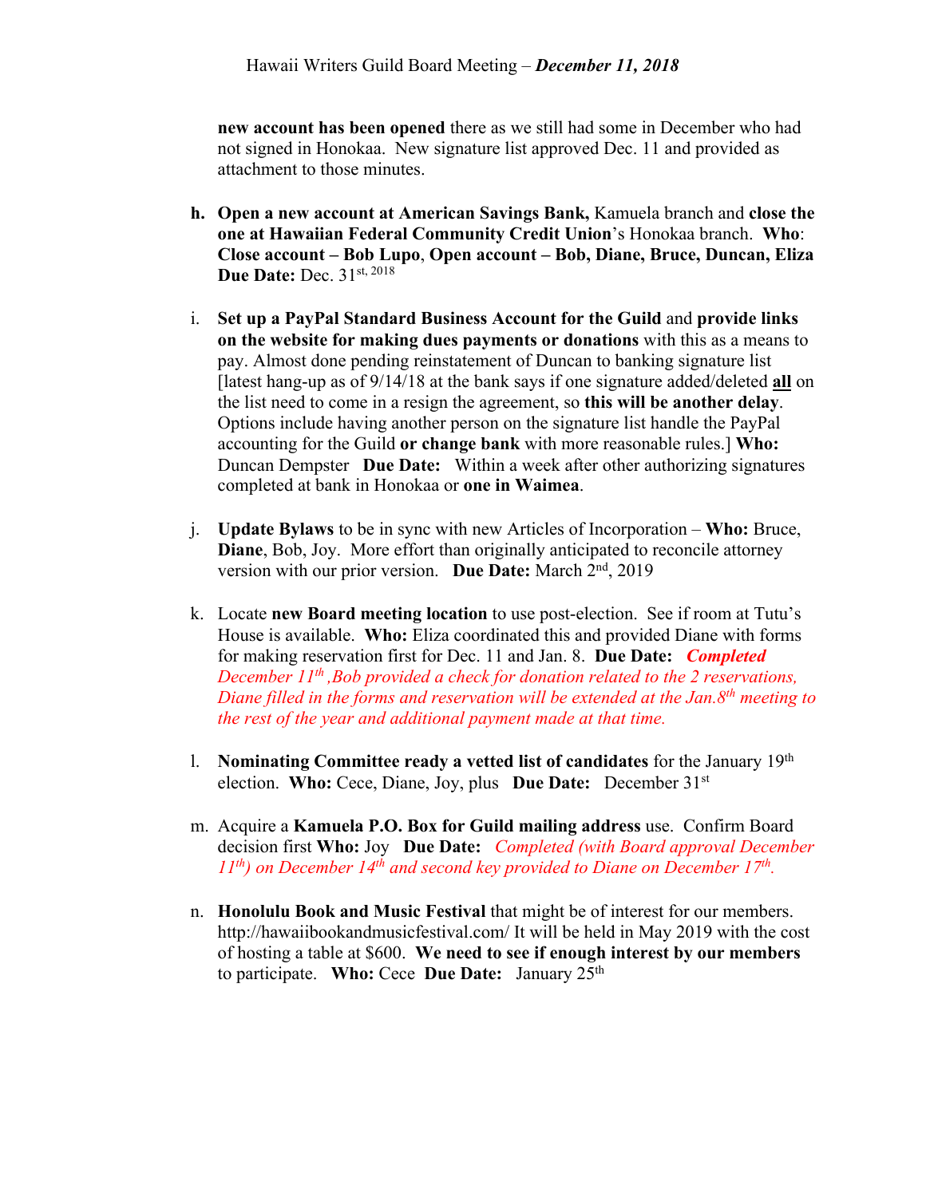**new account has been opened** there as we still had some in December who had not signed in Honokaa. New signature list approved Dec. 11 and provided as attachment to those minutes.

h. **Open a new account at American Savings Bank,** Kamuela branch and **close the one at Hawaiian Federal Community Credit Union**'s Honokaa branch. **Who**: **Close account – Bob Lupo**, **Open account – Bob, Diane, Bruce, Duncan, Eliza** **Due Date:** Dec. 31st, 2018

i. **Set up a PayPal Standard Business Account for the Guild** and **provide links on the website for making dues payments or donations** with this as a means to pay. Almost done pending reinstatement of Duncan to banking signature list [latest hang-up as of 9/14/18 at the bank says if one signature added/deleted **all** on the list need to come in a resign the agreement, so **this will be another delay**. Options include having another person on the signature list handle the PayPal accounting for the Guild **or change bank** with more reasonable rules.] **Who:** Duncan Dempster **Due Date:** Within a week after other authorizing signatures completed at bank in Honokaa or **one in Waimea**.

j. **Update Bylaws** to be in sync with new Articles of Incorporation – **Who:** Bruce, **Diane**, Bob, Joy. More effort than originally anticipated to reconcile attorney version with our prior version. **Due Date:** March 2nd, 2019

k. Locate **new Board meeting location** to use post-election. See if room at Tutu's House is available. **Who:** Eliza coordinated this and provided Diane with forms for making reservation first for Dec. 11 and Jan. 8. **Due Date:** ***Completed*** *December 11th ,Bob provided a check for donation related to the 2 reservations, Diane filled in the forms and reservation will be extended at the Jan.8th meeting to the rest of the year and additional payment made at that time.*

l. **Nominating Committee ready a vetted list of candidates** for the January 19th election. **Who:** Cece, Diane, Joy, plus **Due Date:** December 31st

m. Acquire a **Kamuela P.O. Box for Guild mailing address** use. Confirm Board decision first **Who:** Joy **Due Date:** *Completed (with Board approval December 11th) on December 14th and second key provided to Diane on December 17th.*

n. **Honolulu Book and Music Festival** that might be of interest for our members. http://hawaiibookandmusicfestival.com/ It will be held in May 2019 with the cost of hosting a table at $600. **We need to see if enough interest by our members** to participate. **Who:** Cece **Due Date:** January 25th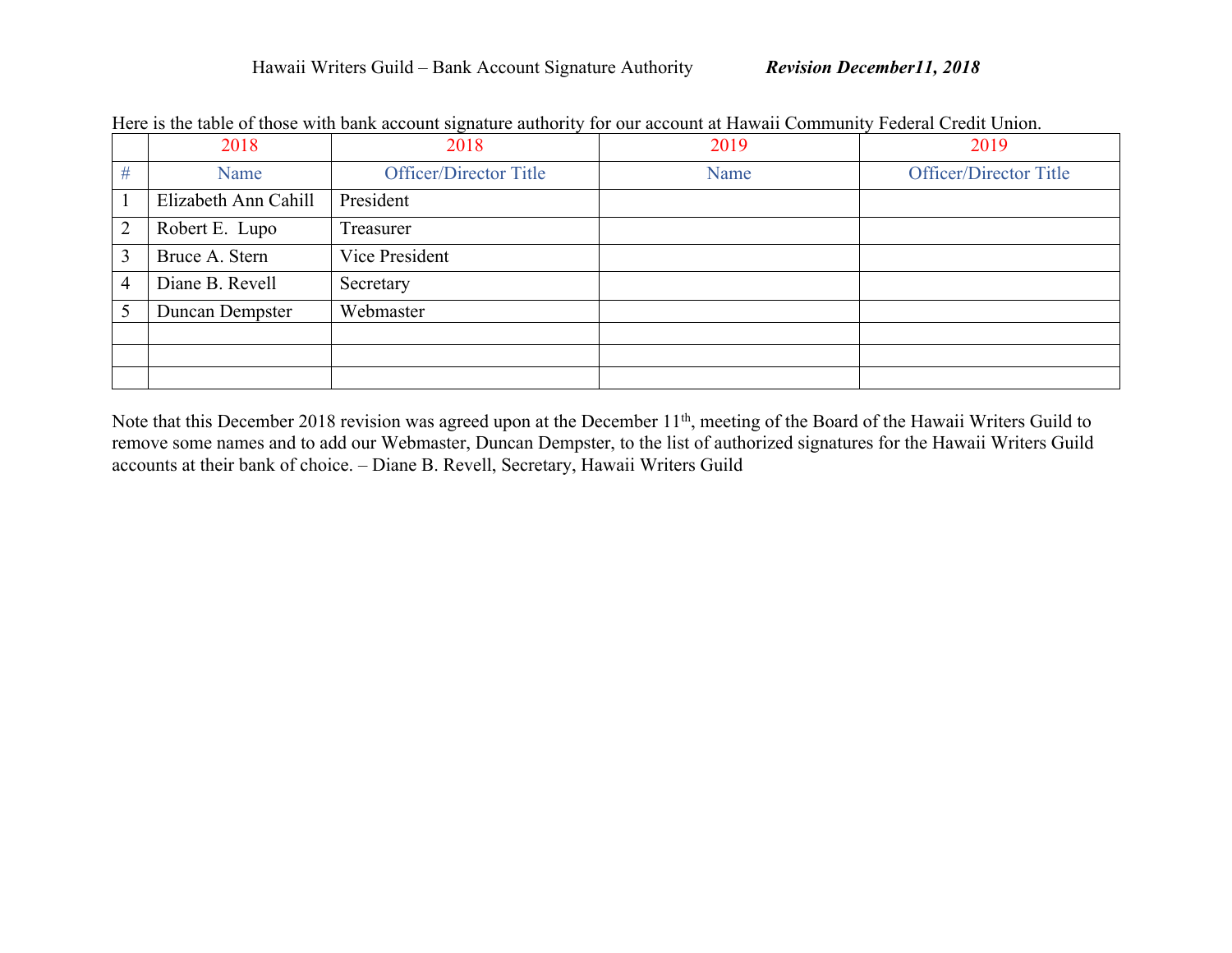Hawaii Writers Guild – Bank Account Signature Authority ***Revision December11, 2018***

Here is the table of those with bank account signature authority for our account at Hawaii Community Federal Credit Union.

| | 2018 | 2018 | 2019 | 2019 |
|---|---|---|---|---|
| # | Name | Officer/Director Title | Name | Officer/Director Title |
| 1 | Elizabeth Ann Cahill | President | | |
| 2 | Robert E. Lupo | Treasurer | | |
| 3 | Bruce A. Stern | Vice President | | |
| 4 | Diane B. Revell | Secretary | | |
| 5 | Duncan Dempster | Webmaster | | |
| | | | | |
| | | | | |
| | | | | |

Note that this December 2018 revision was agreed upon at the December 11th, meeting of the Board of the Hawaii Writers Guild to remove some names and to add our Webmaster, Duncan Dempster, to the list of authorized signatures for the Hawaii Writers Guild accounts at their bank of choice. – Diane B. Revell, Secretary, Hawaii Writers Guild